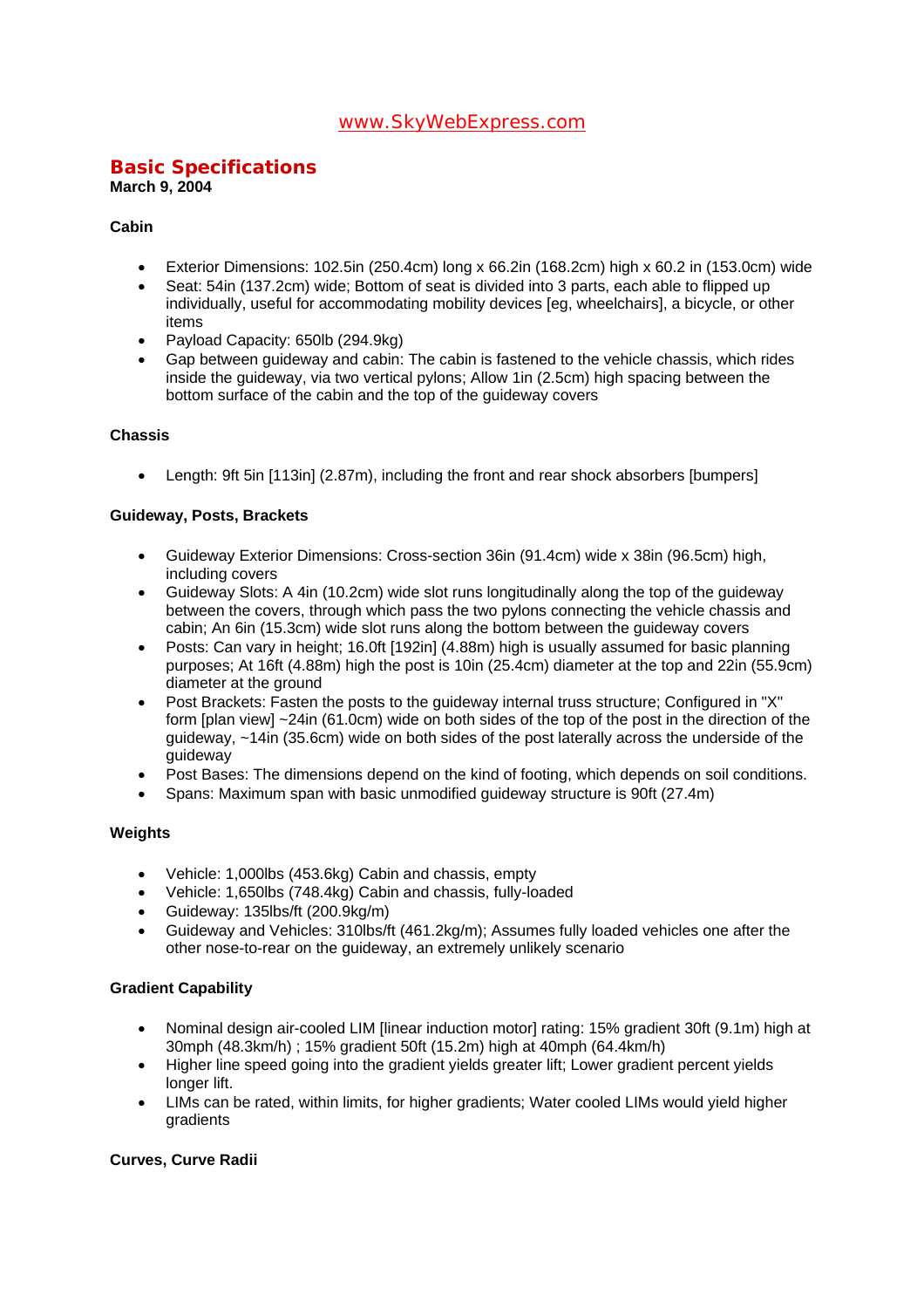www.SkyWebExpress.com

# Basic Specifications

**March 9, 2004**

### Cabin

- Exterior Dimensions: 102.5in (250.4cm) long x 66.2in (168.2cm) high x 60.2 in (153.0cm) wide
- Seat: 54in (137.2cm) wide; Bottom of seat is divided into 3 parts, each able to flipped up individually, useful for accommodating mobility devices [eg, wheelchairs], a bicycle, or other items
- Payload Capacity: 650lb (294.9kg)
- Gap between guideway and cabin: The cabin is fastened to the vehicle chassis, which rides inside the guideway, via two vertical pylons; Allow 1in (2.5cm) high spacing between the bottom surface of the cabin and the top of the guideway covers

### Chassis

- Length: 9ft 5in [113in] (2.87m), including the front and rear shock absorbers [bumpers]

### Guideway, Posts, Brackets

- Guideway Exterior Dimensions: Cross-section 36in (91.4cm) wide x 38in (96.5cm) high, including covers
- Guideway Slots: A 4in (10.2cm) wide slot runs longitudinally along the top of the guideway between the covers, through which pass the two pylons connecting the vehicle chassis and cabin; An 6in (15.3cm) wide slot runs along the bottom between the guideway covers
- Posts: Can vary in height; 16.0ft [192in] (4.88m) high is usually assumed for basic planning purposes; At 16ft (4.88m) high the post is 10in (25.4cm) diameter at the top and 22in (55.9cm) diameter at the ground
- Post Brackets: Fasten the posts to the guideway internal truss structure; Configured in "X" form [plan view] ~24in (61.0cm) wide on both sides of the top of the post in the direction of the guideway, ~14in (35.6cm) wide on both sides of the post laterally across the underside of the guideway
- Post Bases: The dimensions depend on the kind of footing, which depends on soil conditions.
- Spans: Maximum span with basic unmodified guideway structure is 90ft (27.4m)

### Weights

- Vehicle: 1,000lbs (453.6kg) Cabin and chassis, empty
- Vehicle: 1,650lbs (748.4kg) Cabin and chassis, fully-loaded
- Guideway: 135lbs/ft (200.9kg/m)
- Guideway and Vehicles: 310lbs/ft (461.2kg/m); Assumes fully loaded vehicles one after the other nose-to-rear on the guideway, an extremely unlikely scenario

### Gradient Capability

- Nominal design air-cooled LIM [linear induction motor] rating: 15% gradient 30ft (9.1m) high at 30mph (48.3km/h) ; 15% gradient 50ft (15.2m) high at 40mph (64.4km/h)
- Higher line speed going into the gradient yields greater lift; Lower gradient percent yields longer lift.
- LIMs can be rated, within limits, for higher gradients; Water cooled LIMs would yield higher gradients

### Curves, Curve Radii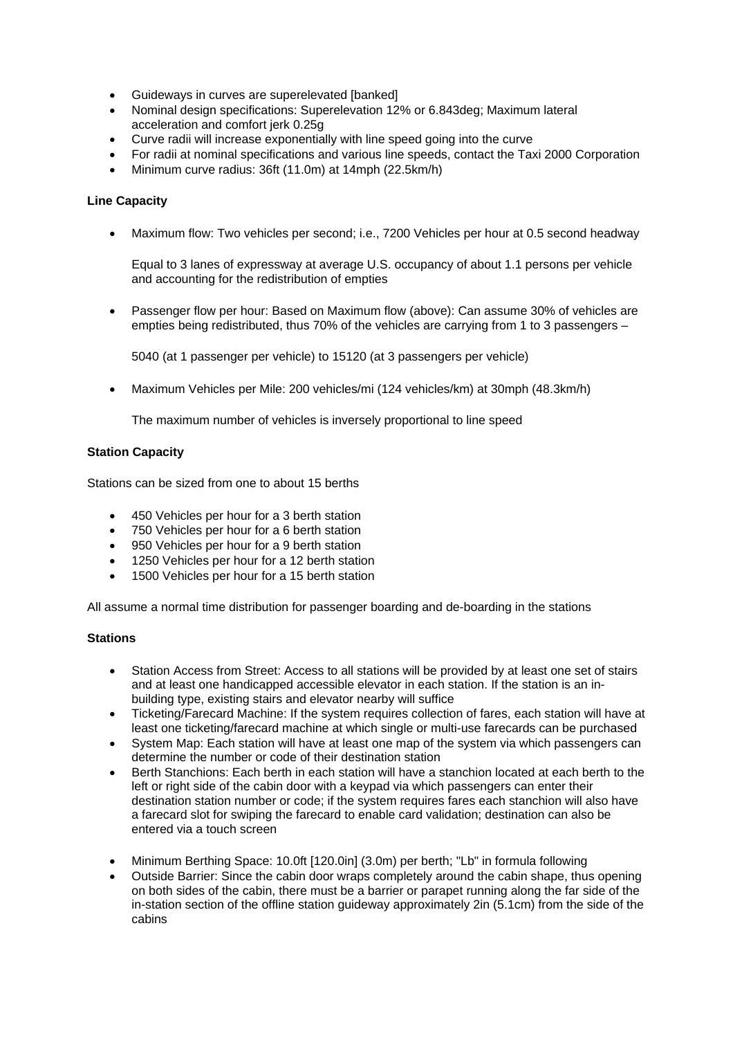- Guideways in curves are superelevated [banked]
- Nominal design specifications: Superelevation 12% or 6.843deg; Maximum lateral acceleration and comfort jerk 0.25g
- Curve radii will increase exponentially with line speed going into the curve
- For radii at nominal specifications and various line speeds, contact the Taxi 2000 Corporation
- Minimum curve radius: 36ft (11.0m) at 14mph (22.5km/h)

**Line Capacity**

- Maximum flow: Two vehicles per second; i.e., 7200 Vehicles per hour at 0.5 second headway

  Equal to 3 lanes of expressway at average U.S. occupancy of about 1.1 persons per vehicle and accounting for the redistribution of empties

- Passenger flow per hour: Based on Maximum flow (above): Can assume 30% of vehicles are empties being redistributed, thus 70% of the vehicles are carrying from 1 to 3 passengers –

  5040 (at 1 passenger per vehicle) to 15120 (at 3 passengers per vehicle)

- Maximum Vehicles per Mile: 200 vehicles/mi (124 vehicles/km) at 30mph (48.3km/h)

  The maximum number of vehicles is inversely proportional to line speed

**Station Capacity**

Stations can be sized from one to about 15 berths

- 450 Vehicles per hour for a 3 berth station
- 750 Vehicles per hour for a 6 berth station
- 950 Vehicles per hour for a 9 berth station
- 1250 Vehicles per hour for a 12 berth station
- 1500 Vehicles per hour for a 15 berth station

All assume a normal time distribution for passenger boarding and de-boarding in the stations

**Stations**

- Station Access from Street: Access to all stations will be provided by at least one set of stairs and at least one handicapped accessible elevator in each station. If the station is an in-building type, existing stairs and elevator nearby will suffice
- Ticketing/Farecard Machine: If the system requires collection of fares, each station will have at least one ticketing/farecard machine at which single or multi-use farecards can be purchased
- System Map: Each station will have at least one map of the system via which passengers can determine the number or code of their destination station
- Berth Stanchions: Each berth in each station will have a stanchion located at each berth to the left or right side of the cabin door with a keypad via which passengers can enter their destination station number or code; if the system requires fares each stanchion will also have a farecard slot for swiping the farecard to enable card validation; destination can also be entered via a touch screen

- Minimum Berthing Space: 10.0ft [120.0in] (3.0m) per berth; "Lb" in formula following
- Outside Barrier: Since the cabin door wraps completely around the cabin shape, thus opening on both sides of the cabin, there must be a barrier or parapet running along the far side of the in-station section of the offline station guideway approximately 2in (5.1cm) from the side of the cabins